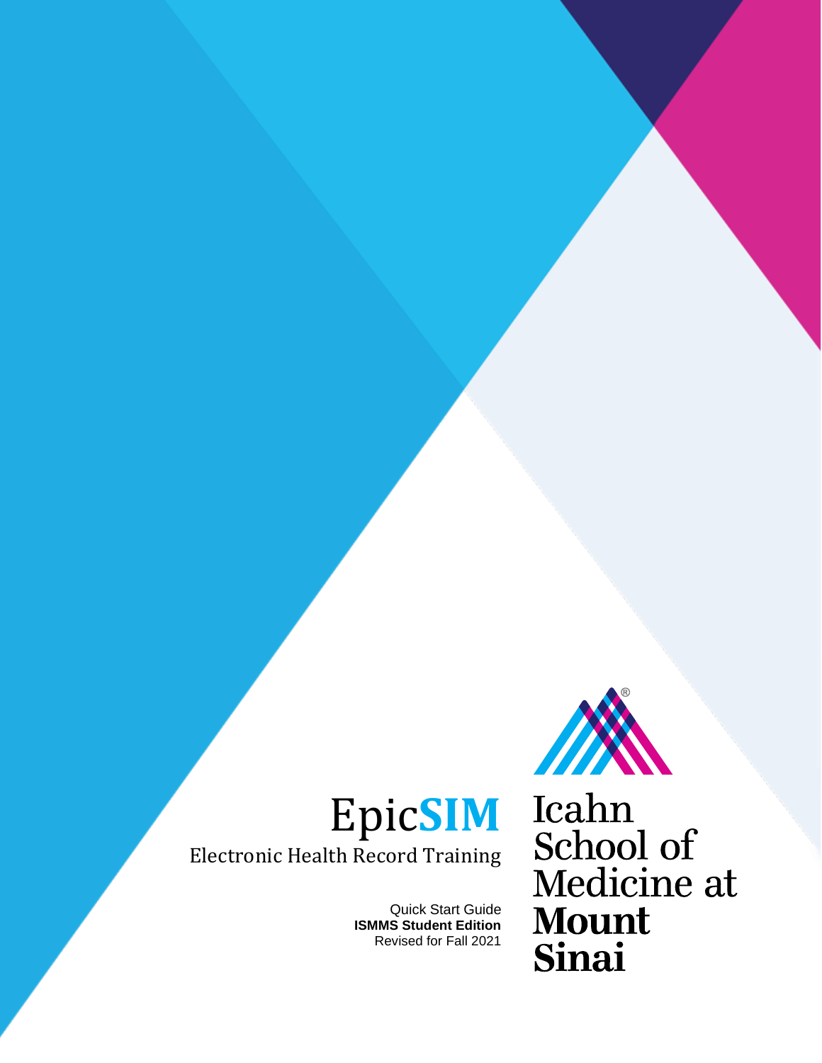# EpicSIM

Electronic Health Record Training

Quick Start Guide
**ISMMS Student Edition**
Revised for Fall 2021

Icahn School of Medicine at **Mount Sinai**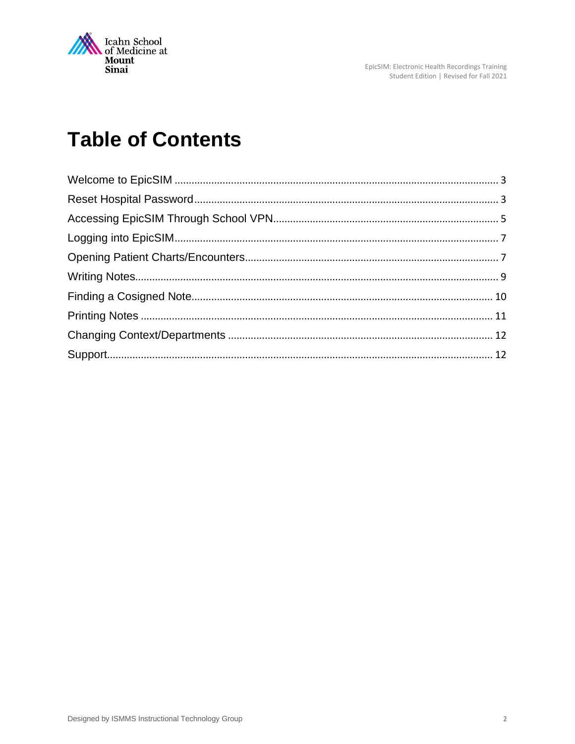# Table of Contents

| | |
|---|---|
| Welcome to EpicSIM | 3 |
| Reset Hospital Password | 3 |
| Accessing EpicSIM Through School VPN | 5 |
| Logging into EpicSIM | 7 |
| Opening Patient Charts/Encounters | 7 |
| Writing Notes | 9 |
| Finding a Cosigned Note | 10 |
| Printing Notes | 11 |
| Changing Context/Departments | 12 |
| Support | 12 |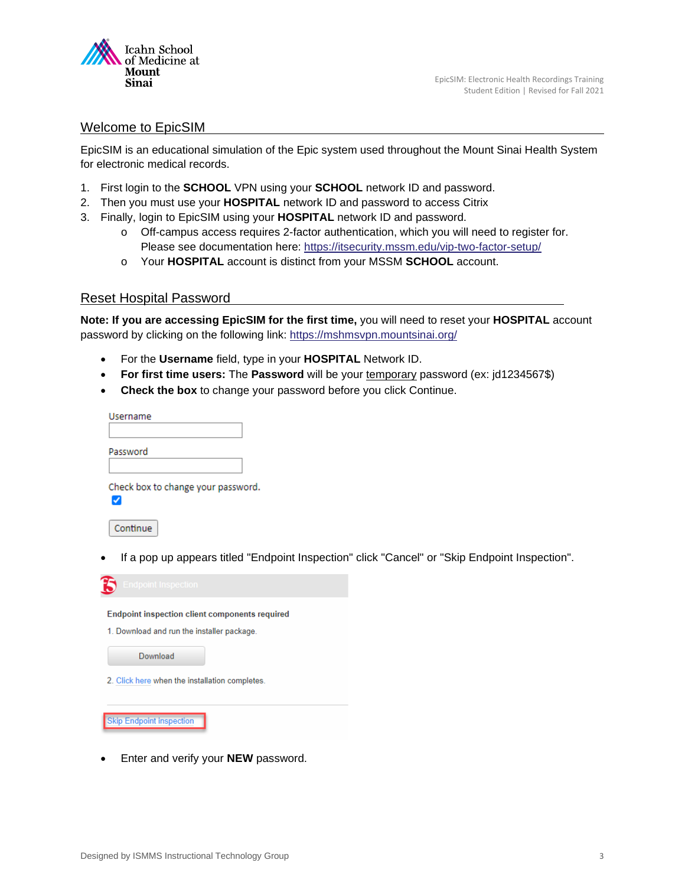## Welcome to EpicSIM

EpicSIM is an educational simulation of the Epic system used throughout the Mount Sinai Health System for electronic medical records.

1. First login to the **SCHOOL** VPN using your **SCHOOL** network ID and password.
2. Then you must use your **HOSPITAL** network ID and password to access Citrix
3. Finally, login to EpicSIM using your **HOSPITAL** network ID and password.
    - Off-campus access requires 2-factor authentication, which you will need to register for. Please see documentation here: https://itsecurity.mssm.edu/vip-two-factor-setup/
    - Your **HOSPITAL** account is distinct from your MSSM **SCHOOL** account.

## Reset Hospital Password

**Note: If you are accessing EpicSIM for the first time,** you will need to reset your **HOSPITAL** account password by clicking on the following link: https://mshmsvpn.mountsinai.org/

- For the **Username** field, type in your **HOSPITAL** Network ID.
- **For first time users:** The **Password** will be your temporary password (ex: jd1234567$)
- **Check the box** to change your password before you click Continue.

Username

Password

Check box to change your password.

Continue

- If a pop up appears titled "Endpoint Inspection" click "Cancel" or "Skip Endpoint Inspection".

Endpoint Inspection

Endpoint inspection client components required

1. Download and run the installer package.

Download

2. Click here when the installation completes.

Skip Endpoint inspection

- Enter and verify your **NEW** password.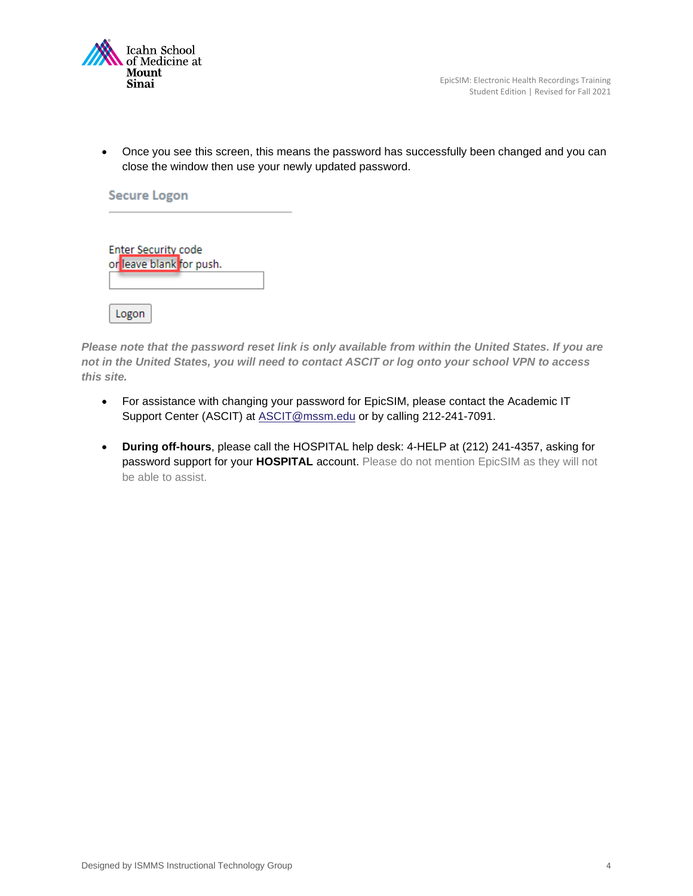- Once you see this screen, this means the password has successfully been changed and you can close the window then use your newly updated password.

Secure Logon

Enter Security code
or leave blank for push.

Logon

***Please note that the password reset link is only available from within the United States. If you are not in the United States, you will need to contact ASCIT or log onto your school VPN to access this site.***

- For assistance with changing your password for EpicSIM, please contact the Academic IT Support Center (ASCIT) at ASCIT@mssm.edu or by calling 212-241-7091.

- **During off-hours**, please call the HOSPITAL help desk: 4-HELP at (212) 241-4357, asking for password support for your **HOSPITAL** account. Please do not mention EpicSIM as they will not be able to assist.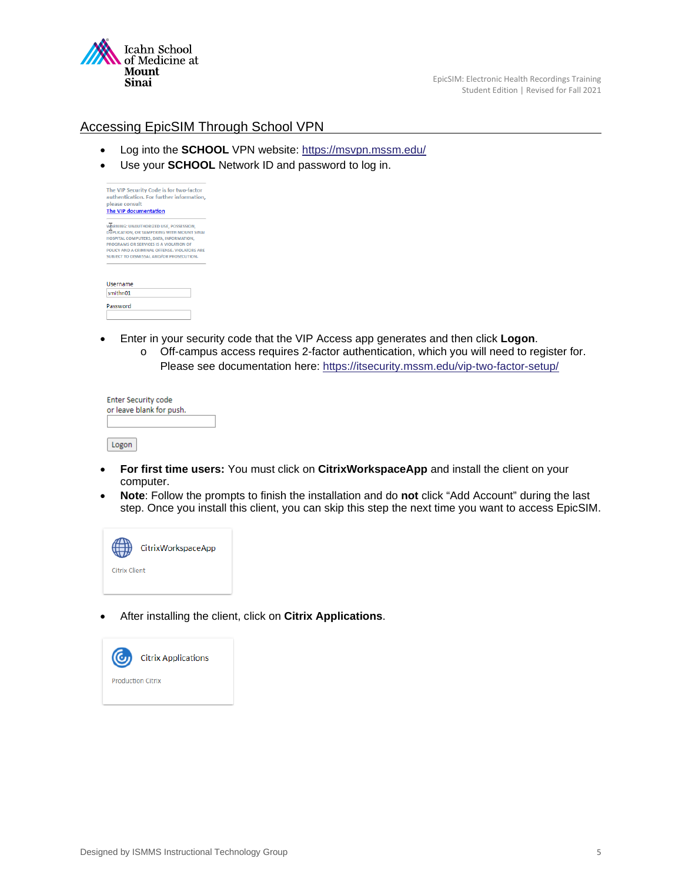## Accessing EpicSIM Through School VPN

- Log into the **SCHOOL** VPN website: https://msvpn.mssm.edu/
- Use your **SCHOOL** Network ID and password to log in.

The VIP Security Code is for two-factor authentication. For further information, please consult
The VIP documentation

WARNING: UNAUTHORIZED USE, POSSESSION, DUPLICATION, OR TAMPERING WITH MOUNT SINAI HOSPITAL COMPUTERS, DATA, INFORMATION, PROGRAMS OR SERVICES IS A VIOLATION OF POLICY AND A CRIMINAL OFFENSE. VIOLATORS ARE SUBJECT TO DISMISSAL AND/OR PROSECUTION.

Username
smithn01
Password

- Enter in your security code that the VIP Access app generates and then click **Logon**.
  - Off-campus access requires 2-factor authentication, which you will need to register for. Please see documentation here: https://itsecurity.mssm.edu/vip-two-factor-setup/

Enter Security code
or leave blank for push.

Logon

- **For first time users:** You must click on **CitrixWorkspaceApp** and install the client on your computer.
- **Note**: Follow the prompts to finish the installation and do **not** click “Add Account” during the last step. Once you install this client, you can skip this step the next time you want to access EpicSIM.

CitrixWorkspaceApp
Citrix Client

- After installing the client, click on **Citrix Applications**.

Citrix Applications
Production Citrix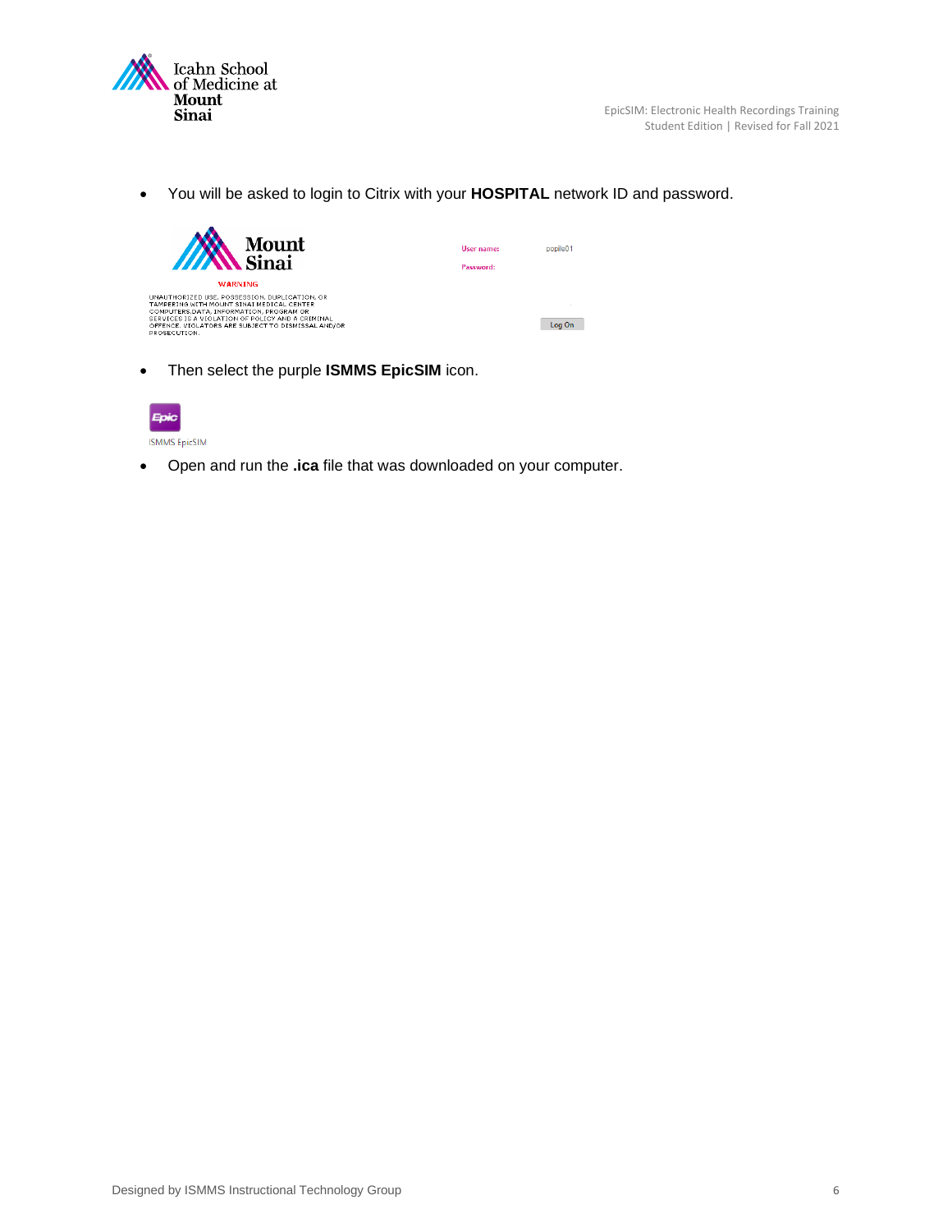- You will be asked to login to Citrix with your **HOSPITAL** network ID and password.

- Then select the purple **ISMMS EpicSIM** icon.

- Open and run the **.ica** file that was downloaded on your computer.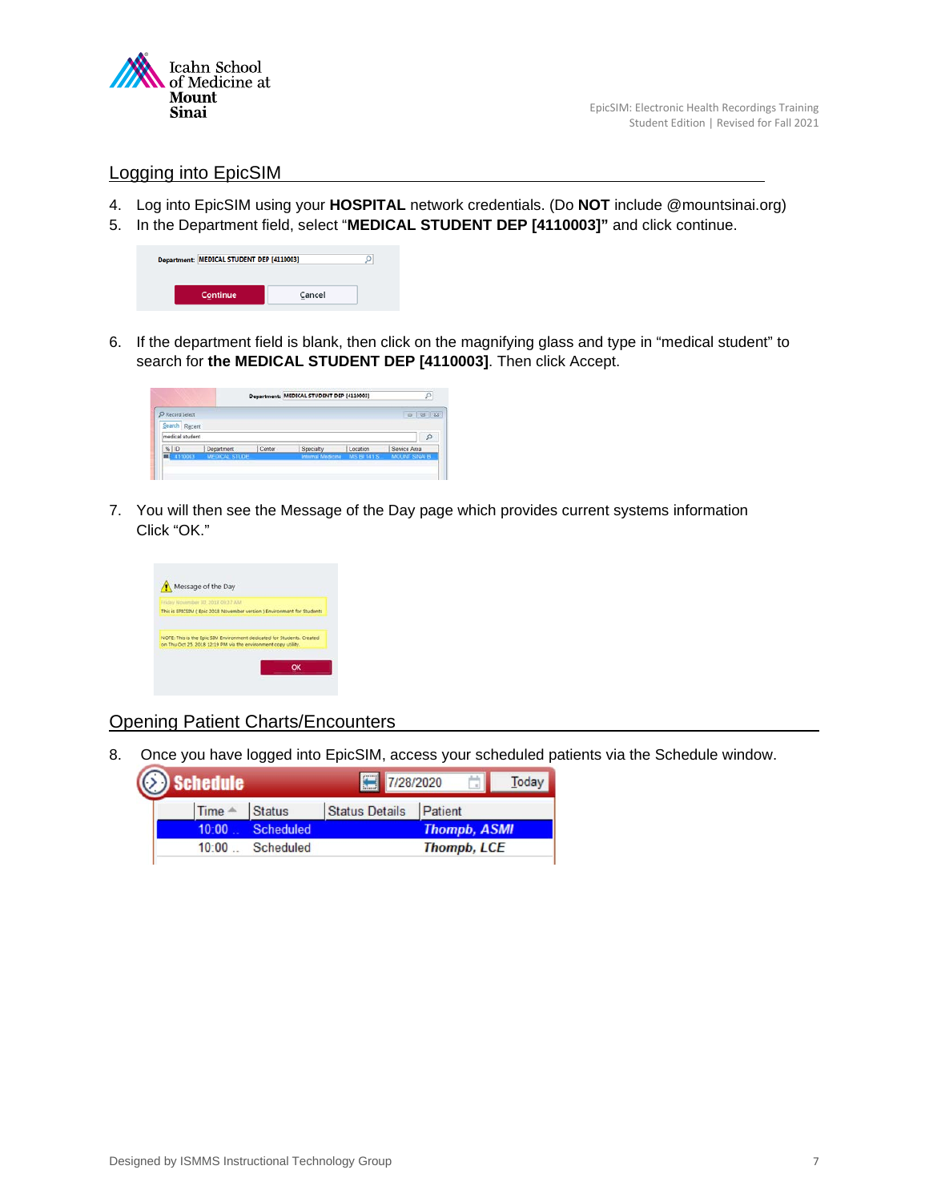## Logging into EpicSIM

4. Log into EpicSIM using your **HOSPITAL** network credentials. (Do **NOT** include @mountsinai.org)
5. In the Department field, select "**MEDICAL STUDENT DEP [4110003]"** and click continue.

6. If the department field is blank, then click on the magnifying glass and type in "medical student" to search for **the MEDICAL STUDENT DEP [4110003]**. Then click Accept.

7. You will then see the Message of the Day page which provides current systems information Click "OK."

## Opening Patient Charts/Encounters

8. Once you have logged into EpicSIM, access your scheduled patients via the Schedule window.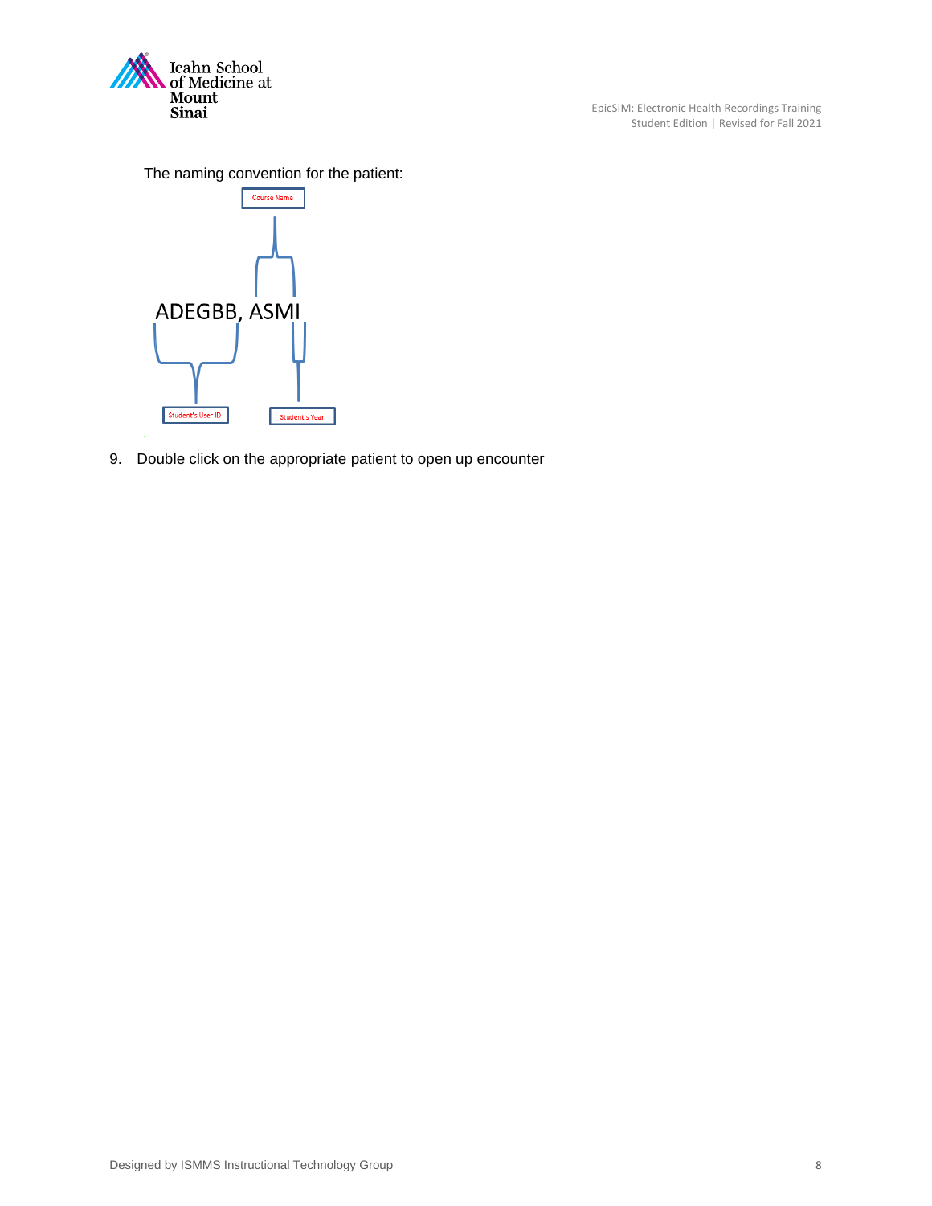The naming convention for the patient:

Course Name

ADEGBB, ASMI

Student's User ID

Student's Year

9. Double click on the appropriate patient to open up encounter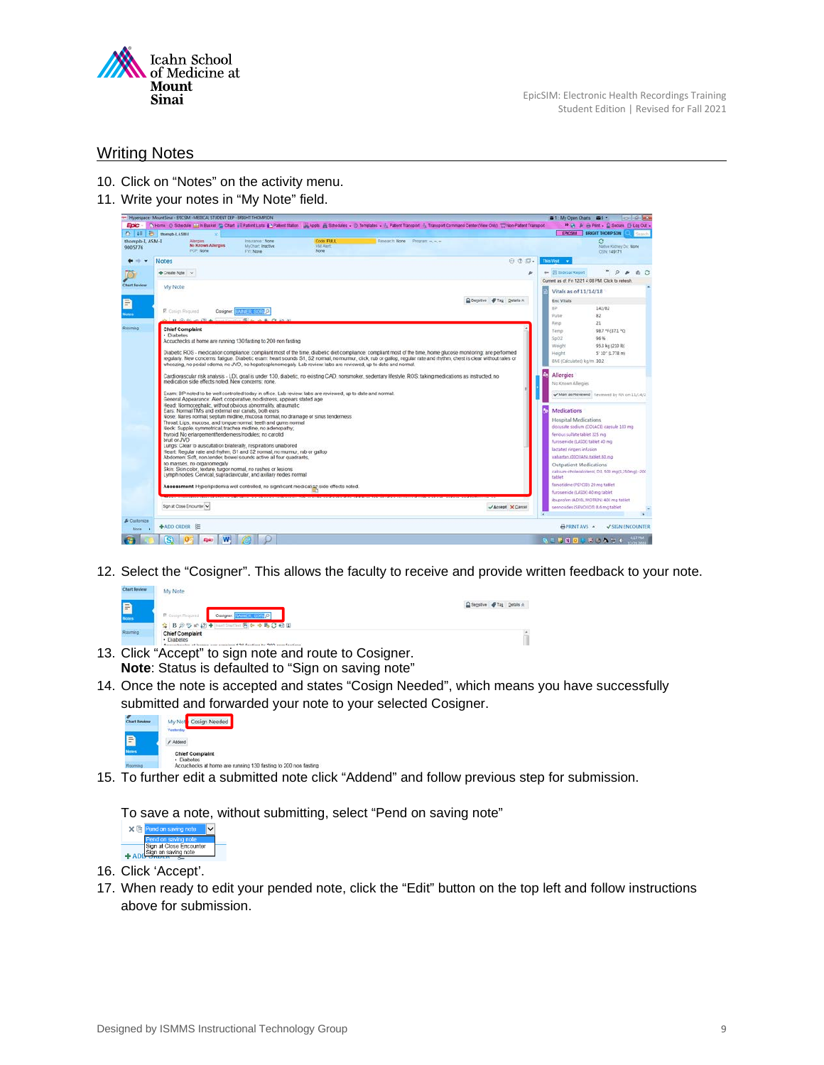## Writing Notes

10. Click on "Notes" on the activity menu.
11. Write your notes in "My Note" field.

12. Select the "Cosigner". This allows the faculty to receive and provide written feedback to your note.

13. Click "Accept" to sign note and route to Cosigner.
    **Note**: Status is defaulted to "Sign on saving note"
14. Once the note is accepted and states "Cosign Needed", which means you have successfully submitted and forwarded your note to your selected Cosigner.

15. To further edit a submitted note click "Addend" and follow previous step for submission.

    To save a note, without submitting, select "Pend on saving note"

16. Click 'Accept'.
17. When ready to edit your pended note, click the "Edit" button on the top left and follow instructions above for submission.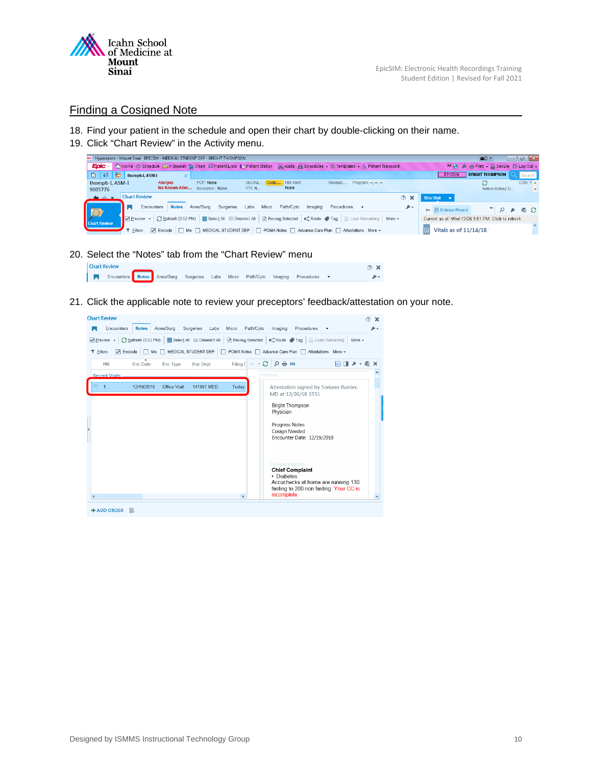## Finding a Cosigned Note

18. Find your patient in the schedule and open their chart by double-clicking on their name.
19. Click "Chart Review" in the Activity menu.

20. Select the "Notes" tab from the "Chart Review" menu

21. Click the applicable note to review your preceptors' feedback/attestation on your note.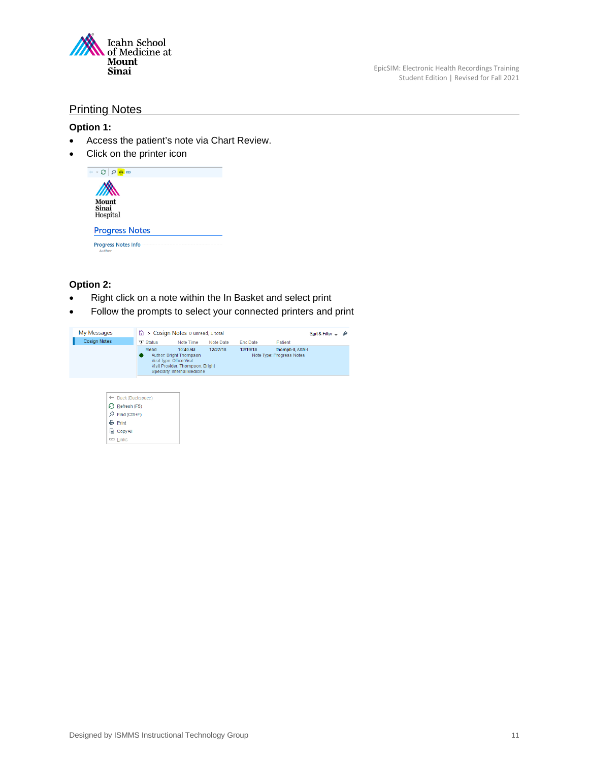## Printing Notes

**Option 1:**

- Access the patient's note via Chart Review.
- Click on the printer icon

**Option 2:**

- Right click on a note within the In Basket and select print
- Follow the prompts to select your connected printers and print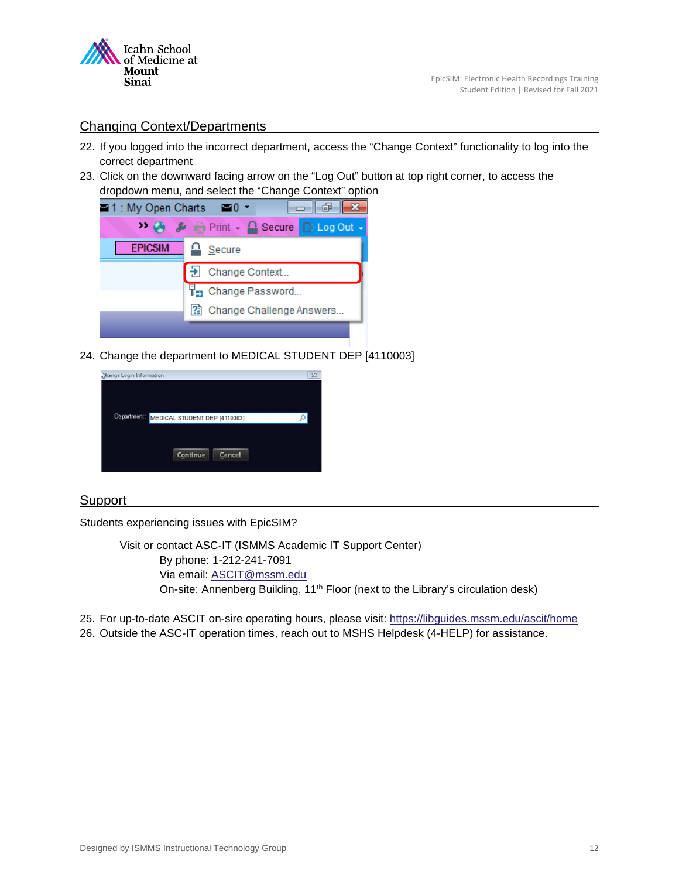## Changing Context/Departments

22. If you logged into the incorrect department, access the "Change Context" functionality to log into the correct department
23. Click on the downward facing arrow on the "Log Out" button at top right corner, to access the dropdown menu, and select the "Change Context" option
24. Change the department to MEDICAL STUDENT DEP [4110003]

## Support

Students experiencing issues with EpicSIM?

Visit or contact ASC-IT (ISMMS Academic IT Support Center)

By phone: 1-212-241-7091

Via email: ASCIT@mssm.edu

On-site: Annenberg Building, 11th Floor (next to the Library's circulation desk)

25. For up-to-date ASCIT on-sire operating hours, please visit: https://libguides.mssm.edu/ascit/home
26. Outside the ASC-IT operation times, reach out to MSHS Helpdesk (4-HELP) for assistance.